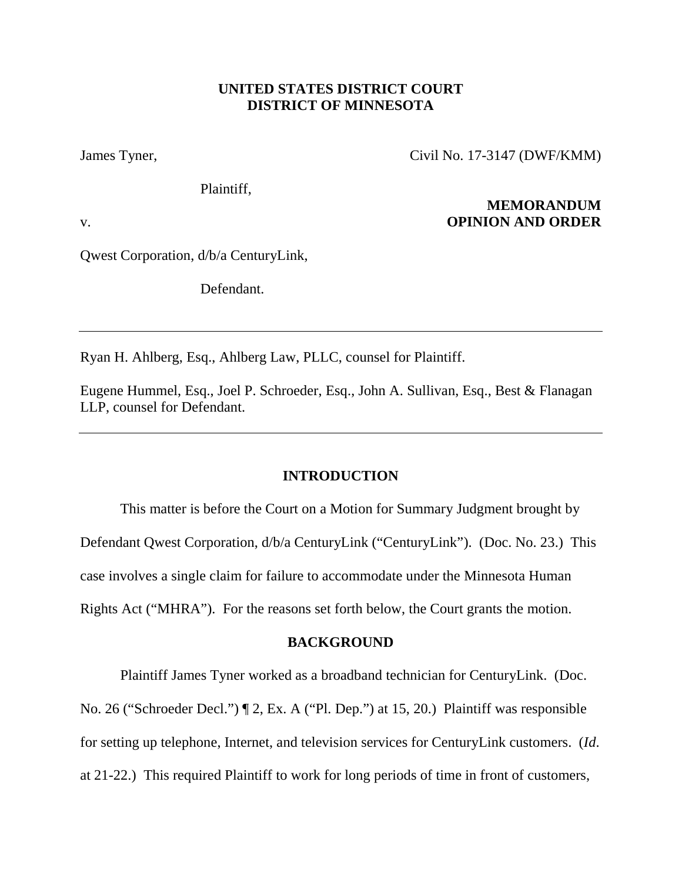**UNITED STATES DISTRICT COURT**
**DISTRICT OF MINNESOTA**

James Tyner,

Plaintiff,

v.

Qwest Corporation, d/b/a CenturyLink,

Defendant.

Civil No. 17-3147 (DWF/KMM)

**MEMORANDUM OPINION AND ORDER**

---

Ryan H. Ahlberg, Esq., Ahlberg Law, PLLC, counsel for Plaintiff.

Eugene Hummel, Esq., Joel P. Schroeder, Esq., John A. Sullivan, Esq., Best & Flanagan LLP, counsel for Defendant.

---

## INTRODUCTION

This matter is before the Court on a Motion for Summary Judgment brought by Defendant Qwest Corporation, d/b/a CenturyLink ("CenturyLink"). (Doc. No. 23.) This case involves a single claim for failure to accommodate under the Minnesota Human Rights Act ("MHRA"). For the reasons set forth below, the Court grants the motion.

## BACKGROUND

Plaintiff James Tyner worked as a broadband technician for CenturyLink. (Doc. No. 26 ("Schroeder Decl.") ¶ 2, Ex. A ("Pl. Dep.") at 15, 20.) Plaintiff was responsible for setting up telephone, Internet, and television services for CenturyLink customers. (*Id.* at 21-22.) This required Plaintiff to work for long periods of time in front of customers,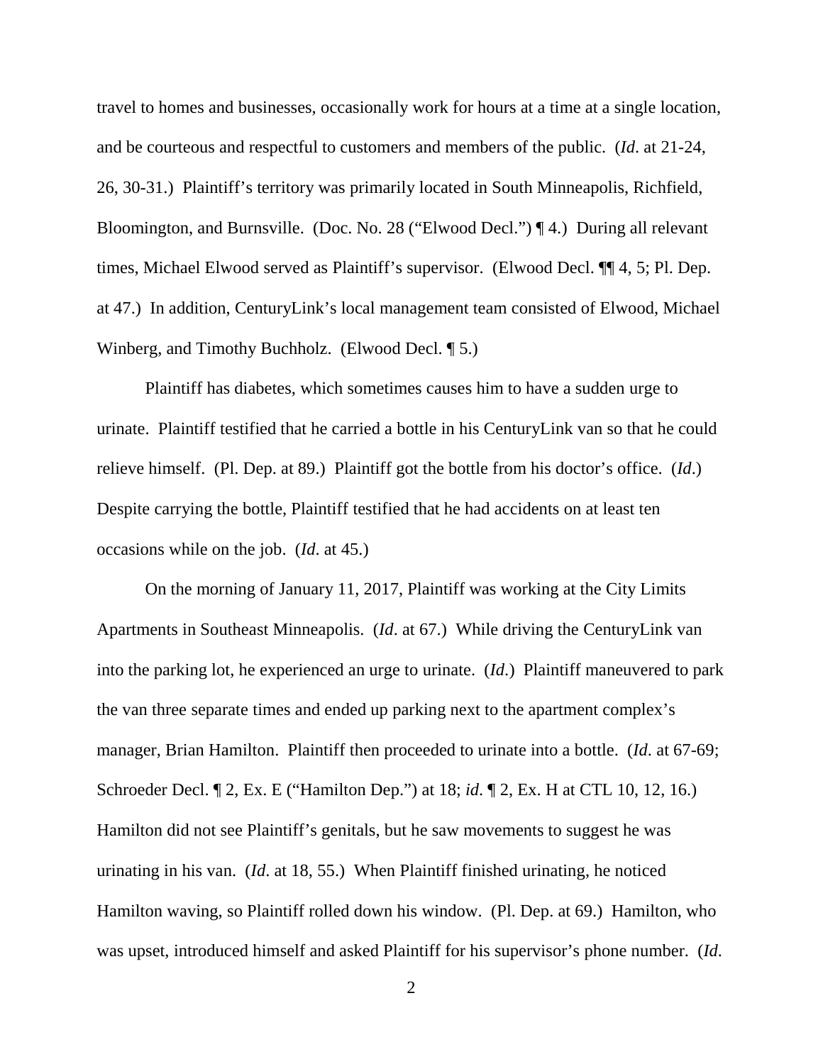travel to homes and businesses, occasionally work for hours at a time at a single location, and be courteous and respectful to customers and members of the public. (*Id*. at 21-24, 26, 30-31.) Plaintiff's territory was primarily located in South Minneapolis, Richfield, Bloomington, and Burnsville. (Doc. No. 28 ("Elwood Decl.") ¶ 4.) During all relevant times, Michael Elwood served as Plaintiff's supervisor. (Elwood Decl. ¶¶ 4, 5; Pl. Dep. at 47.) In addition, CenturyLink's local management team consisted of Elwood, Michael Winberg, and Timothy Buchholz. (Elwood Decl. ¶ 5.)

Plaintiff has diabetes, which sometimes causes him to have a sudden urge to urinate. Plaintiff testified that he carried a bottle in his CenturyLink van so that he could relieve himself. (Pl. Dep. at 89.) Plaintiff got the bottle from his doctor's office. (*Id*.) Despite carrying the bottle, Plaintiff testified that he had accidents on at least ten occasions while on the job. (*Id*. at 45.)

On the morning of January 11, 2017, Plaintiff was working at the City Limits Apartments in Southeast Minneapolis. (*Id*. at 67.) While driving the CenturyLink van into the parking lot, he experienced an urge to urinate. (*Id*.) Plaintiff maneuvered to park the van three separate times and ended up parking next to the apartment complex's manager, Brian Hamilton. Plaintiff then proceeded to urinate into a bottle. (*Id*. at 67-69; Schroeder Decl. ¶ 2, Ex. E ("Hamilton Dep.") at 18; *id*. ¶ 2, Ex. H at CTL 10, 12, 16.) Hamilton did not see Plaintiff's genitals, but he saw movements to suggest he was urinating in his van. (*Id*. at 18, 55.) When Plaintiff finished urinating, he noticed Hamilton waving, so Plaintiff rolled down his window. (Pl. Dep. at 69.) Hamilton, who was upset, introduced himself and asked Plaintiff for his supervisor's phone number. (*Id*.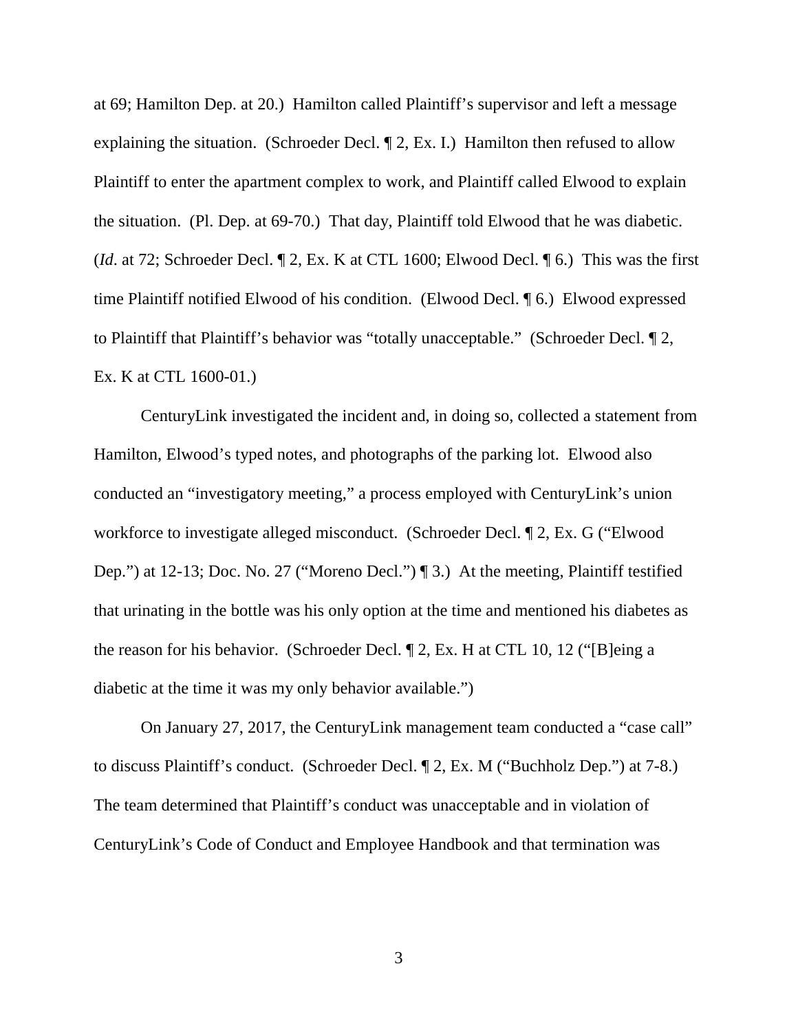at 69; Hamilton Dep. at 20.) Hamilton called Plaintiff's supervisor and left a message explaining the situation. (Schroeder Decl. ¶ 2, Ex. I.) Hamilton then refused to allow Plaintiff to enter the apartment complex to work, and Plaintiff called Elwood to explain the situation. (Pl. Dep. at 69-70.) That day, Plaintiff told Elwood that he was diabetic. (*Id*. at 72; Schroeder Decl. ¶ 2, Ex. K at CTL 1600; Elwood Decl. ¶ 6.) This was the first time Plaintiff notified Elwood of his condition. (Elwood Decl. ¶ 6.) Elwood expressed to Plaintiff that Plaintiff's behavior was "totally unacceptable." (Schroeder Decl. ¶ 2, Ex. K at CTL 1600-01.)

CenturyLink investigated the incident and, in doing so, collected a statement from Hamilton, Elwood's typed notes, and photographs of the parking lot. Elwood also conducted an "investigatory meeting," a process employed with CenturyLink's union workforce to investigate alleged misconduct. (Schroeder Decl. ¶ 2, Ex. G ("Elwood Dep.") at 12-13; Doc. No. 27 ("Moreno Decl.") ¶ 3.) At the meeting, Plaintiff testified that urinating in the bottle was his only option at the time and mentioned his diabetes as the reason for his behavior. (Schroeder Decl. ¶ 2, Ex. H at CTL 10, 12 ("[B]eing a diabetic at the time it was my only behavior available.")

On January 27, 2017, the CenturyLink management team conducted a "case call" to discuss Plaintiff's conduct. (Schroeder Decl. ¶ 2, Ex. M ("Buchholz Dep.") at 7-8.) The team determined that Plaintiff's conduct was unacceptable and in violation of CenturyLink's Code of Conduct and Employee Handbook and that termination was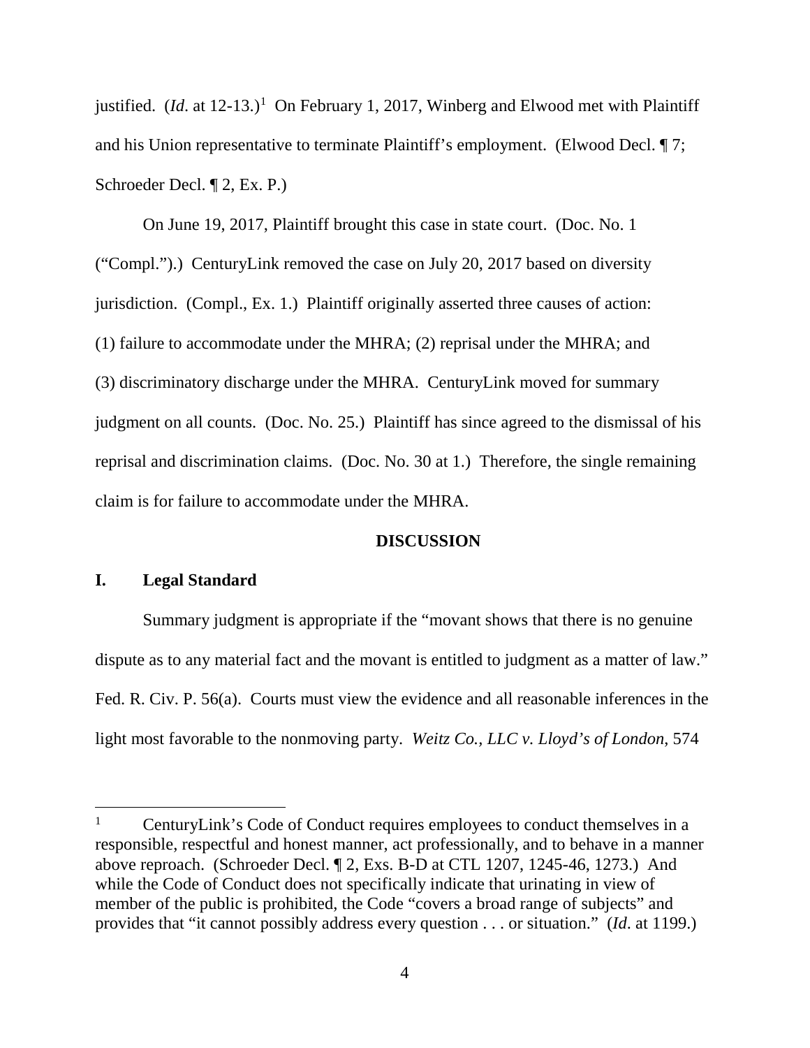justified. (*Id*. at 12-13.)[1] On February 1, 2017, Winberg and Elwood met with Plaintiff and his Union representative to terminate Plaintiff's employment. (Elwood Decl. ¶ 7; Schroeder Decl. ¶ 2, Ex. P.)

On June 19, 2017, Plaintiff brought this case in state court. (Doc. No. 1 ("Compl.").) CenturyLink removed the case on July 20, 2017 based on diversity jurisdiction. (Compl., Ex. 1.) Plaintiff originally asserted three causes of action: (1) failure to accommodate under the MHRA; (2) reprisal under the MHRA; and (3) discriminatory discharge under the MHRA. CenturyLink moved for summary judgment on all counts. (Doc. No. 25.) Plaintiff has since agreed to the dismissal of his reprisal and discrimination claims. (Doc. No. 30 at 1.) Therefore, the single remaining claim is for failure to accommodate under the MHRA.

## DISCUSSION

### I. Legal Standard

Summary judgment is appropriate if the "movant shows that there is no genuine dispute as to any material fact and the movant is entitled to judgment as a matter of law." Fed. R. Civ. P. 56(a). Courts must view the evidence and all reasonable inferences in the light most favorable to the nonmoving party. *Weitz Co., LLC v. Lloyd's of London*, 574

---

[1] CenturyLink's Code of Conduct requires employees to conduct themselves in a responsible, respectful and honest manner, act professionally, and to behave in a manner above reproach. (Schroeder Decl. ¶ 2, Exs. B-D at CTL 1207, 1245-46, 1273.) And while the Code of Conduct does not specifically indicate that urinating in view of member of the public is prohibited, the Code "covers a broad range of subjects" and provides that "it cannot possibly address every question . . . or situation." (*Id*. at 1199.)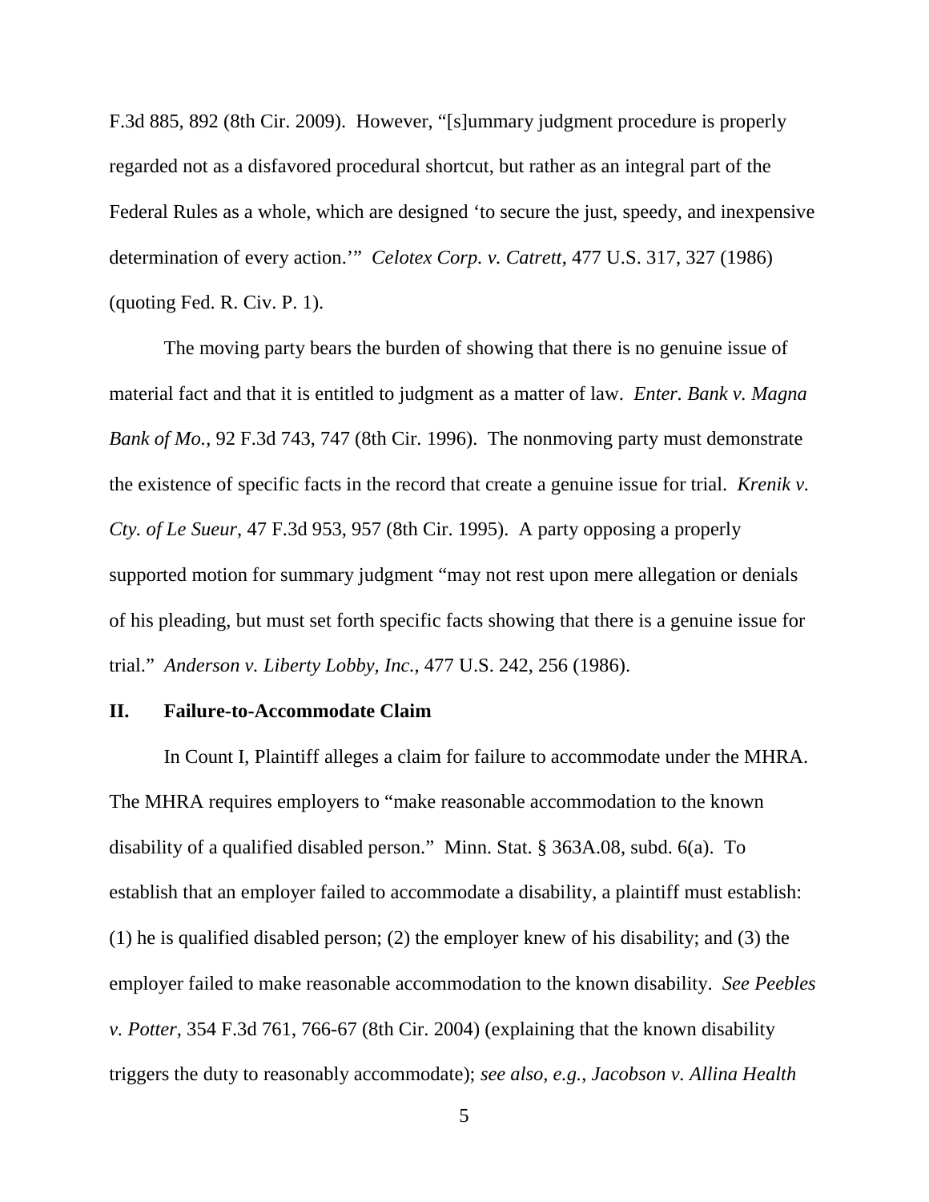F.3d 885, 892 (8th Cir. 2009). However, "[s]ummary judgment procedure is properly regarded not as a disfavored procedural shortcut, but rather as an integral part of the Federal Rules as a whole, which are designed 'to secure the just, speedy, and inexpensive determination of every action.'" *Celotex Corp. v. Catrett*, 477 U.S. 317, 327 (1986) (quoting Fed. R. Civ. P. 1).

The moving party bears the burden of showing that there is no genuine issue of material fact and that it is entitled to judgment as a matter of law. *Enter. Bank v. Magna Bank of Mo.*, 92 F.3d 743, 747 (8th Cir. 1996). The nonmoving party must demonstrate the existence of specific facts in the record that create a genuine issue for trial. *Krenik v. Cty. of Le Sueur*, 47 F.3d 953, 957 (8th Cir. 1995). A party opposing a properly supported motion for summary judgment "may not rest upon mere allegation or denials of his pleading, but must set forth specific facts showing that there is a genuine issue for trial." *Anderson v. Liberty Lobby, Inc.*, 477 U.S. 242, 256 (1986).

## II. Failure-to-Accommodate Claim

In Count I, Plaintiff alleges a claim for failure to accommodate under the MHRA. The MHRA requires employers to "make reasonable accommodation to the known disability of a qualified disabled person." Minn. Stat. § 363A.08, subd. 6(a). To establish that an employer failed to accommodate a disability, a plaintiff must establish: (1) he is qualified disabled person; (2) the employer knew of his disability; and (3) the employer failed to make reasonable accommodation to the known disability. *See Peebles v. Potter*, 354 F.3d 761, 766-67 (8th Cir. 2004) (explaining that the known disability triggers the duty to reasonably accommodate); *see also, e.g.*, *Jacobson v. Allina Health*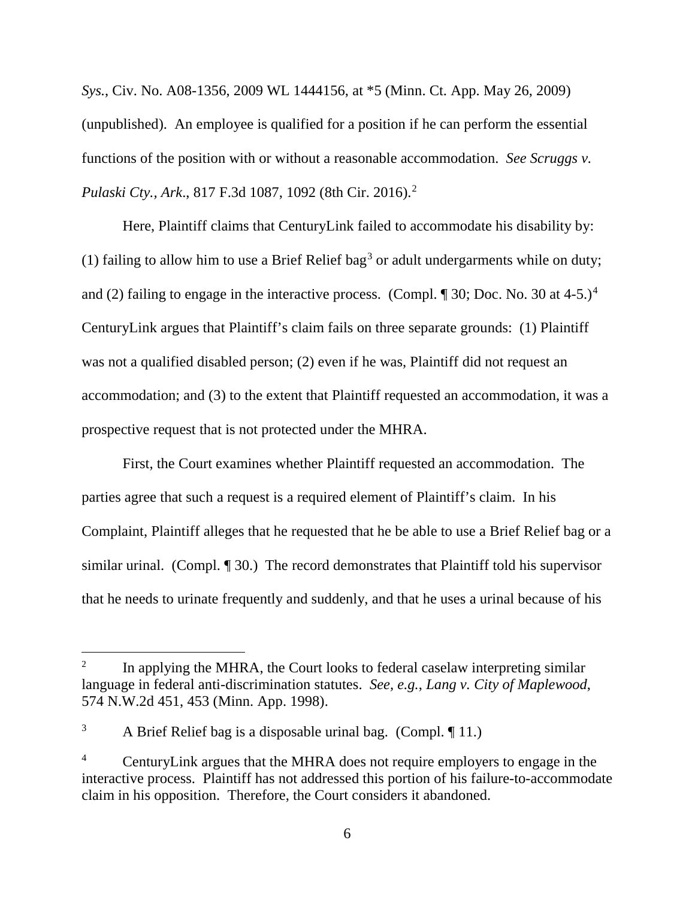*Sys.*, Civ. No. A08-1356, 2009 WL 1444156, at *5 (Minn. Ct. App. May 26, 2009) (unpublished). An employee is qualified for a position if he can perform the essential functions of the position with or without a reasonable accommodation. *See Scruggs v. Pulaski Cty., Ark*., 817 F.3d 1087, 1092 (8th Cir. 2016).[2]

Here, Plaintiff claims that CenturyLink failed to accommodate his disability by: (1) failing to allow him to use a Brief Relief bag[3] or adult undergarments while on duty; and (2) failing to engage in the interactive process. (Compl. ¶ 30; Doc. No. 30 at 4-5.)[4] CenturyLink argues that Plaintiff's claim fails on three separate grounds: (1) Plaintiff was not a qualified disabled person; (2) even if he was, Plaintiff did not request an accommodation; and (3) to the extent that Plaintiff requested an accommodation, it was a prospective request that is not protected under the MHRA.

First, the Court examines whether Plaintiff requested an accommodation. The parties agree that such a request is a required element of Plaintiff's claim. In his Complaint, Plaintiff alleges that he requested that he be able to use a Brief Relief bag or a similar urinal. (Compl. ¶ 30.) The record demonstrates that Plaintiff told his supervisor that he needs to urinate frequently and suddenly, and that he uses a urinal because of his

---

[2] In applying the MHRA, the Court looks to federal caselaw interpreting similar language in federal anti-discrimination statutes. *See, e.g.*, *Lang v. City of Maplewood*, 574 N.W.2d 451, 453 (Minn. App. 1998).

[3] A Brief Relief bag is a disposable urinal bag. (Compl. ¶ 11.)

[4] CenturyLink argues that the MHRA does not require employers to engage in the interactive process. Plaintiff has not addressed this portion of his failure-to-accommodate claim in his opposition. Therefore, the Court considers it abandoned.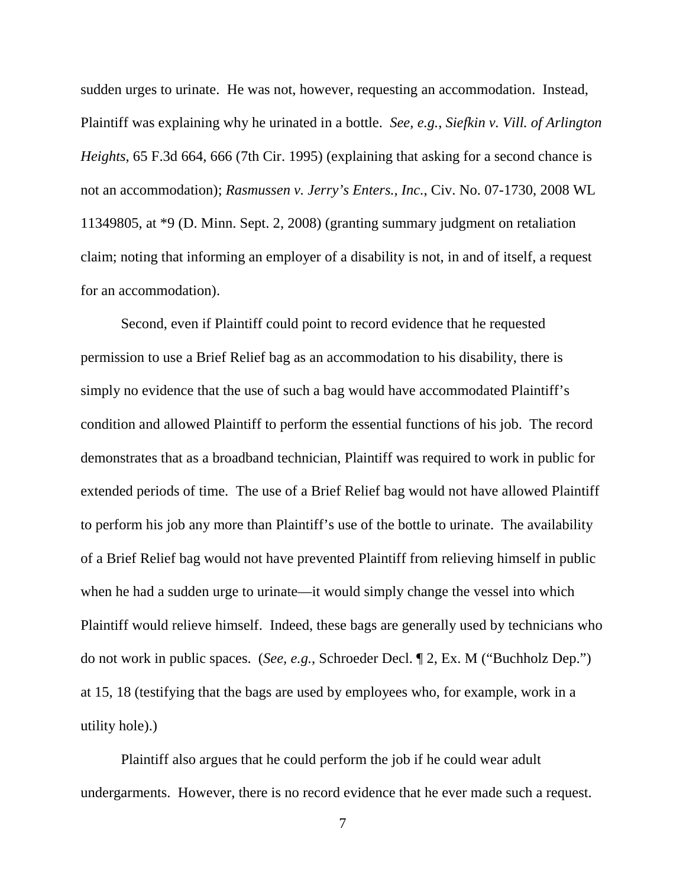sudden urges to urinate. He was not, however, requesting an accommodation. Instead, Plaintiff was explaining why he urinated in a bottle. *See, e.g.*, *Siefkin v. Vill. of Arlington Heights*, 65 F.3d 664, 666 (7th Cir. 1995) (explaining that asking for a second chance is not an accommodation); *Rasmussen v. Jerry's Enters., Inc.*, Civ. No. 07-1730, 2008 WL 11349805, at *9 (D. Minn. Sept. 2, 2008) (granting summary judgment on retaliation claim; noting that informing an employer of a disability is not, in and of itself, a request for an accommodation).

Second, even if Plaintiff could point to record evidence that he requested permission to use a Brief Relief bag as an accommodation to his disability, there is simply no evidence that the use of such a bag would have accommodated Plaintiff's condition and allowed Plaintiff to perform the essential functions of his job. The record demonstrates that as a broadband technician, Plaintiff was required to work in public for extended periods of time. The use of a Brief Relief bag would not have allowed Plaintiff to perform his job any more than Plaintiff's use of the bottle to urinate. The availability of a Brief Relief bag would not have prevented Plaintiff from relieving himself in public when he had a sudden urge to urinate—it would simply change the vessel into which Plaintiff would relieve himself. Indeed, these bags are generally used by technicians who do not work in public spaces. (*See, e.g.*, Schroeder Decl. ¶ 2, Ex. M ("Buchholz Dep.") at 15, 18 (testifying that the bags are used by employees who, for example, work in a utility hole).)

Plaintiff also argues that he could perform the job if he could wear adult undergarments. However, there is no record evidence that he ever made such a request.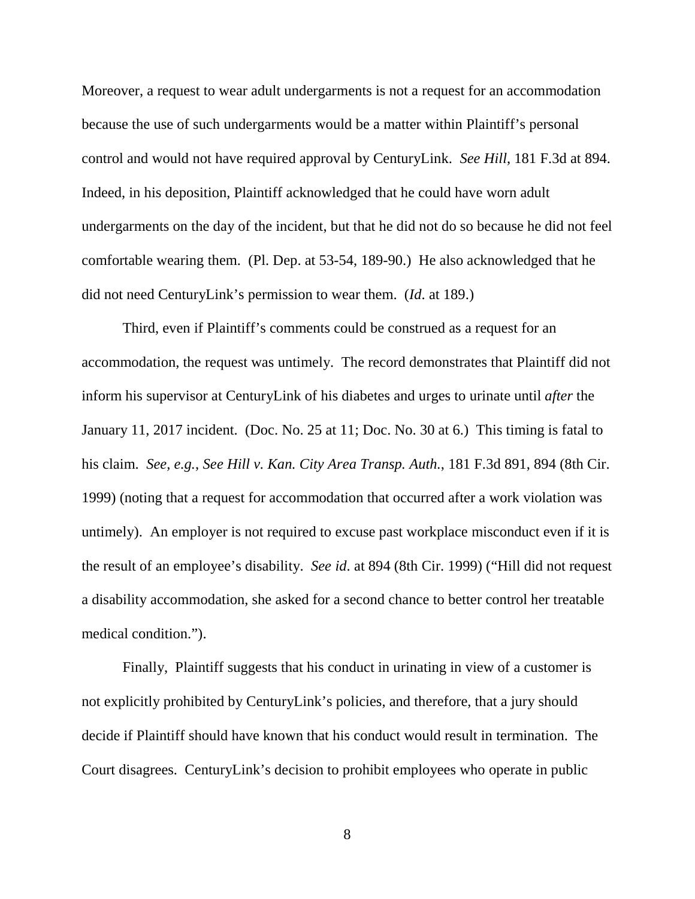Moreover, a request to wear adult undergarments is not a request for an accommodation because the use of such undergarments would be a matter within Plaintiff's personal control and would not have required approval by CenturyLink. *See Hill*, 181 F.3d at 894. Indeed, in his deposition, Plaintiff acknowledged that he could have worn adult undergarments on the day of the incident, but that he did not do so because he did not feel comfortable wearing them. (Pl. Dep. at 53-54, 189-90.) He also acknowledged that he did not need CenturyLink's permission to wear them. (*Id*. at 189.)

Third, even if Plaintiff's comments could be construed as a request for an accommodation, the request was untimely. The record demonstrates that Plaintiff did not inform his supervisor at CenturyLink of his diabetes and urges to urinate until *after* the January 11, 2017 incident. (Doc. No. 25 at 11; Doc. No. 30 at 6.) This timing is fatal to his claim. *See, e.g.*, *See Hill v. Kan. City Area Transp. Auth.*, 181 F.3d 891, 894 (8th Cir. 1999) (noting that a request for accommodation that occurred after a work violation was untimely). An employer is not required to excuse past workplace misconduct even if it is the result of an employee's disability. *See id*. at 894 (8th Cir. 1999) ("Hill did not request a disability accommodation, she asked for a second chance to better control her treatable medical condition.").

Finally, Plaintiff suggests that his conduct in urinating in view of a customer is not explicitly prohibited by CenturyLink's policies, and therefore, that a jury should decide if Plaintiff should have known that his conduct would result in termination. The Court disagrees. CenturyLink's decision to prohibit employees who operate in public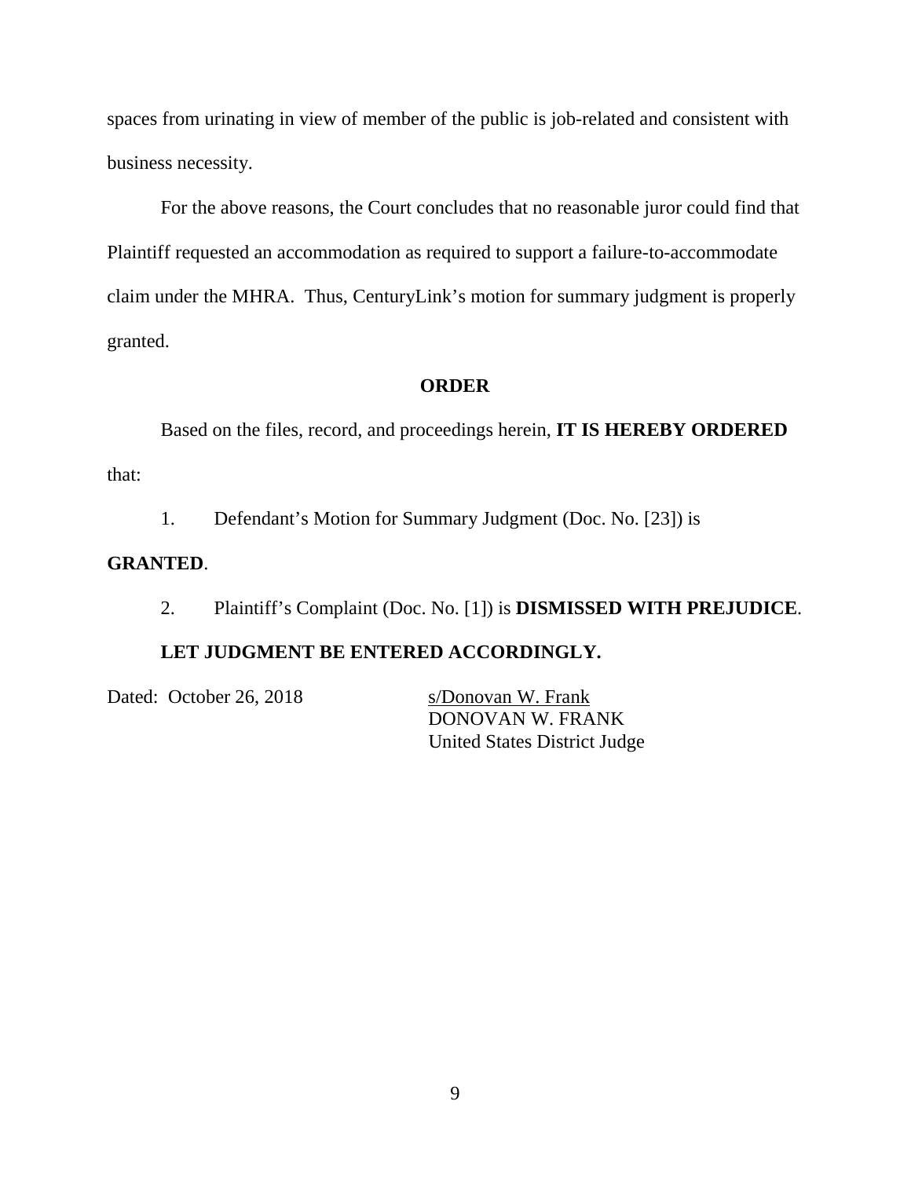spaces from urinating in view of member of the public is job-related and consistent with business necessity.

For the above reasons, the Court concludes that no reasonable juror could find that Plaintiff requested an accommodation as required to support a failure-to-accommodate claim under the MHRA. Thus, CenturyLink's motion for summary judgment is properly granted.

**ORDER**

Based on the files, record, and proceedings herein, **IT IS HEREBY ORDERED** that:

1. Defendant's Motion for Summary Judgment (Doc. No. [23]) is **GRANTED**.

2. Plaintiff's Complaint (Doc. No. [1]) is **DISMISSED WITH PREJUDICE**.

**LET JUDGMENT BE ENTERED ACCORDINGLY.**

Dated: October 26, 2018

s/Donovan W. Frank
DONOVAN W. FRANK
United States District Judge